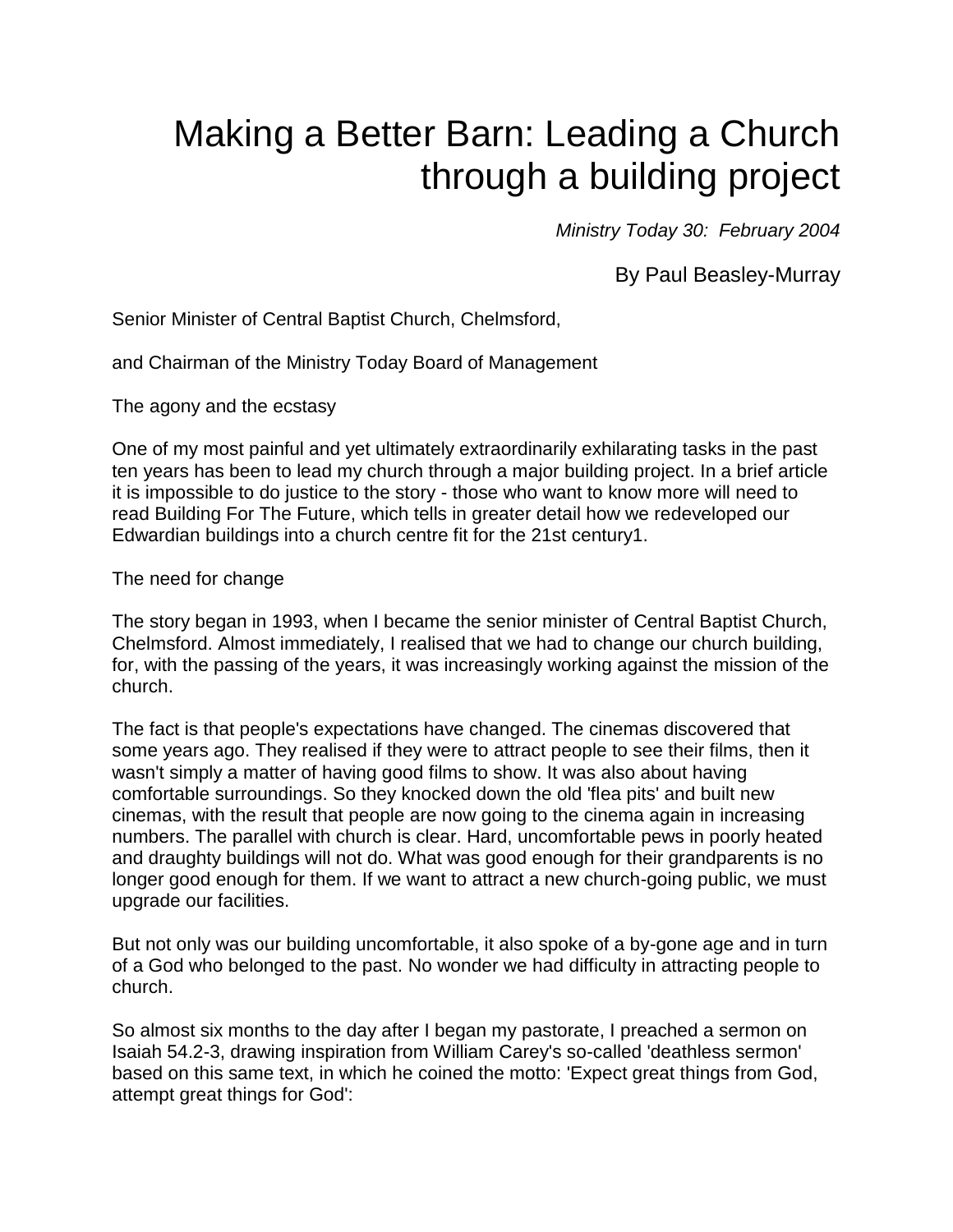# Making a Better Barn: Leading a Church through a building project

*Ministry Today 30: February 2004*

By Paul Beasley-Murray

Senior Minister of Central Baptist Church, Chelmsford,

and Chairman of the Ministry Today Board of Management

## The agony and the ecstasy

One of my most painful and yet ultimately extraordinarily exhilarating tasks in the past ten years has been to lead my church through a major building project. In a brief article it is impossible to do justice to the story - those who want to know more will need to read Building For The Future, which tells in greater detail how we redeveloped our Edwardian buildings into a church centre fit for the 21st century[1].

## The need for change

The story began in 1993, when I became the senior minister of Central Baptist Church, Chelmsford. Almost immediately, I realised that we had to change our church building, for, with the passing of the years, it was increasingly working against the mission of the church.

The fact is that people's expectations have changed. The cinemas discovered that some years ago. They realised if they were to attract people to see their films, then it wasn't simply a matter of having good films to show. It was also about having comfortable surroundings. So they knocked down the old 'flea pits' and built new cinemas, with the result that people are now going to the cinema again in increasing numbers. The parallel with church is clear. Hard, uncomfortable pews in poorly heated and draughty buildings will not do. What was good enough for their grandparents is no longer good enough for them. If we want to attract a new church-going public, we must upgrade our facilities.

But not only was our building uncomfortable, it also spoke of a by-gone age and in turn of a God who belonged to the past. No wonder we had difficulty in attracting people to church.

So almost six months to the day after I began my pastorate, I preached a sermon on Isaiah 54.2-3, drawing inspiration from William Carey's so-called 'deathless sermon' based on this same text, in which he coined the motto: 'Expect great things from God, attempt great things for God':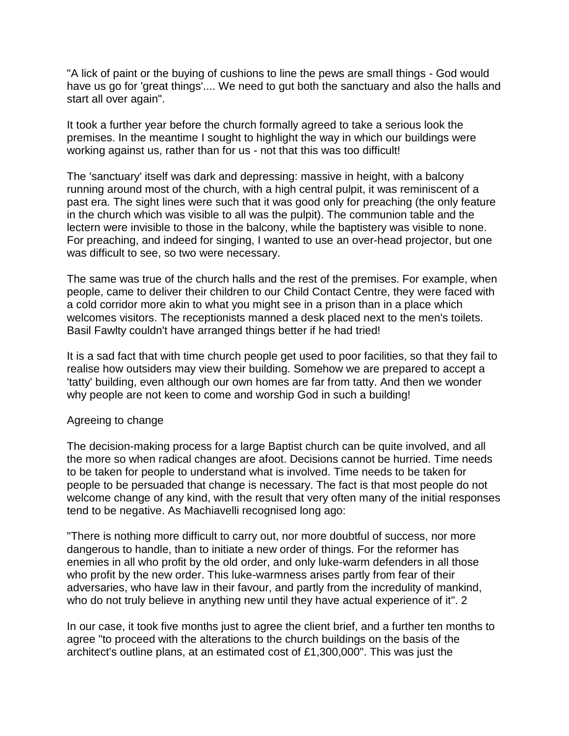"A lick of paint or the buying of cushions to line the pews are small things - God would have us go for 'great things'.... We need to gut both the sanctuary and also the halls and start all over again".

It took a further year before the church formally agreed to take a serious look the premises. In the meantime I sought to highlight the way in which our buildings were working against us, rather than for us - not that this was too difficult!

The 'sanctuary' itself was dark and depressing: massive in height, with a balcony running around most of the church, with a high central pulpit, it was reminiscent of a past era. The sight lines were such that it was good only for preaching (the only feature in the church which was visible to all was the pulpit). The communion table and the lectern were invisible to those in the balcony, while the baptistery was visible to none. For preaching, and indeed for singing, I wanted to use an over-head projector, but one was difficult to see, so two were necessary.

The same was true of the church halls and the rest of the premises. For example, when people, came to deliver their children to our Child Contact Centre, they were faced with a cold corridor more akin to what you might see in a prison than in a place which welcomes visitors. The receptionists manned a desk placed next to the men's toilets. Basil Fawlty couldn't have arranged things better if he had tried!

It is a sad fact that with time church people get used to poor facilities, so that they fail to realise how outsiders may view their building. Somehow we are prepared to accept a 'tatty' building, even although our own homes are far from tatty. And then we wonder why people are not keen to come and worship God in such a building!

## Agreeing to change

The decision-making process for a large Baptist church can be quite involved, and all the more so when radical changes are afoot. Decisions cannot be hurried. Time needs to be taken for people to understand what is involved. Time needs to be taken for people to be persuaded that change is necessary. The fact is that most people do not welcome change of any kind, with the result that very often many of the initial responses tend to be negative. As Machiavelli recognised long ago:

"There is nothing more difficult to carry out, nor more doubtful of success, nor more dangerous to handle, than to initiate a new order of things. For the reformer has enemies in all who profit by the old order, and only luke-warm defenders in all those who profit by the new order. This luke-warmness arises partly from fear of their adversaries, who have law in their favour, and partly from the incredulity of mankind, who do not truly believe in anything new until they have actual experience of it". 2

In our case, it took five months just to agree the client brief, and a further ten months to agree "to proceed with the alterations to the church buildings on the basis of the architect's outline plans, at an estimated cost of £1,300,000". This was just the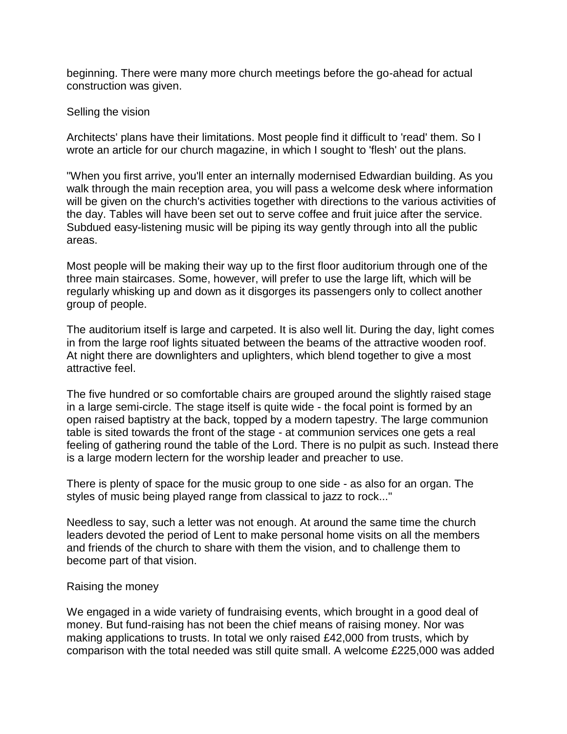beginning. There were many more church meetings before the go-ahead for actual construction was given.

## Selling the vision

Architects' plans have their limitations. Most people find it difficult to 'read' them. So I wrote an article for our church magazine, in which I sought to 'flesh' out the plans.

"When you first arrive, you'll enter an internally modernised Edwardian building. As you walk through the main reception area, you will pass a welcome desk where information will be given on the church's activities together with directions to the various activities of the day. Tables will have been set out to serve coffee and fruit juice after the service. Subdued easy-listening music will be piping its way gently through into all the public areas.

Most people will be making their way up to the first floor auditorium through one of the three main staircases. Some, however, will prefer to use the large lift, which will be regularly whisking up and down as it disgorges its passengers only to collect another group of people.

The auditorium itself is large and carpeted. It is also well lit. During the day, light comes in from the large roof lights situated between the beams of the attractive wooden roof. At night there are downlighters and uplighters, which blend together to give a most attractive feel.

The five hundred or so comfortable chairs are grouped around the slightly raised stage in a large semi-circle. The stage itself is quite wide - the focal point is formed by an open raised baptistry at the back, topped by a modern tapestry. The large communion table is sited towards the front of the stage - at communion services one gets a real feeling of gathering round the table of the Lord. There is no pulpit as such. Instead there is a large modern lectern for the worship leader and preacher to use.

There is plenty of space for the music group to one side - as also for an organ. The styles of music being played range from classical to jazz to rock..."

Needless to say, such a letter was not enough. At around the same time the church leaders devoted the period of Lent to make personal home visits on all the members and friends of the church to share with them the vision, and to challenge them to become part of that vision.

## Raising the money

We engaged in a wide variety of fundraising events, which brought in a good deal of money. But fund-raising has not been the chief means of raising money. Nor was making applications to trusts. In total we only raised £42,000 from trusts, which by comparison with the total needed was still quite small. A welcome £225,000 was added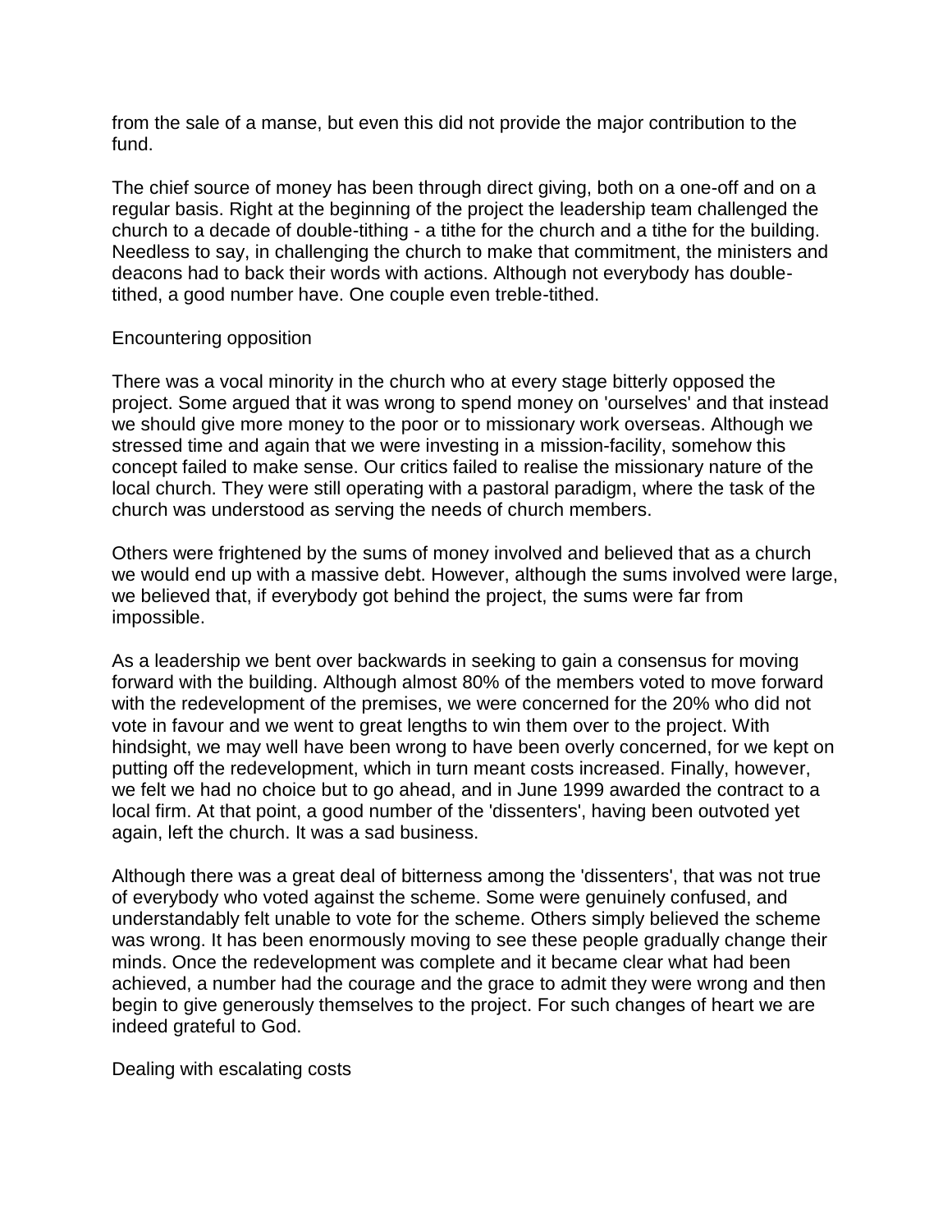from the sale of a manse, but even this did not provide the major contribution to the fund.

The chief source of money has been through direct giving, both on a one-off and on a regular basis. Right at the beginning of the project the leadership team challenged the church to a decade of double-tithing - a tithe for the church and a tithe for the building. Needless to say, in challenging the church to make that commitment, the ministers and deacons had to back their words with actions. Although not everybody has double-tithed, a good number have. One couple even treble-tithed.

## Encountering opposition

There was a vocal minority in the church who at every stage bitterly opposed the project. Some argued that it was wrong to spend money on 'ourselves' and that instead we should give more money to the poor or to missionary work overseas. Although we stressed time and again that we were investing in a mission-facility, somehow this concept failed to make sense. Our critics failed to realise the missionary nature of the local church. They were still operating with a pastoral paradigm, where the task of the church was understood as serving the needs of church members.

Others were frightened by the sums of money involved and believed that as a church we would end up with a massive debt. However, although the sums involved were large, we believed that, if everybody got behind the project, the sums were far from impossible.

As a leadership we bent over backwards in seeking to gain a consensus for moving forward with the building. Although almost 80% of the members voted to move forward with the redevelopment of the premises, we were concerned for the 20% who did not vote in favour and we went to great lengths to win them over to the project. With hindsight, we may well have been wrong to have been overly concerned, for we kept on putting off the redevelopment, which in turn meant costs increased. Finally, however, we felt we had no choice but to go ahead, and in June 1999 awarded the contract to a local firm. At that point, a good number of the 'dissenters', having been outvoted yet again, left the church. It was a sad business.

Although there was a great deal of bitterness among the 'dissenters', that was not true of everybody who voted against the scheme. Some were genuinely confused, and understandably felt unable to vote for the scheme. Others simply believed the scheme was wrong. It has been enormously moving to see these people gradually change their minds. Once the redevelopment was complete and it became clear what had been achieved, a number had the courage and the grace to admit they were wrong and then begin to give generously themselves to the project. For such changes of heart we are indeed grateful to God.

## Dealing with escalating costs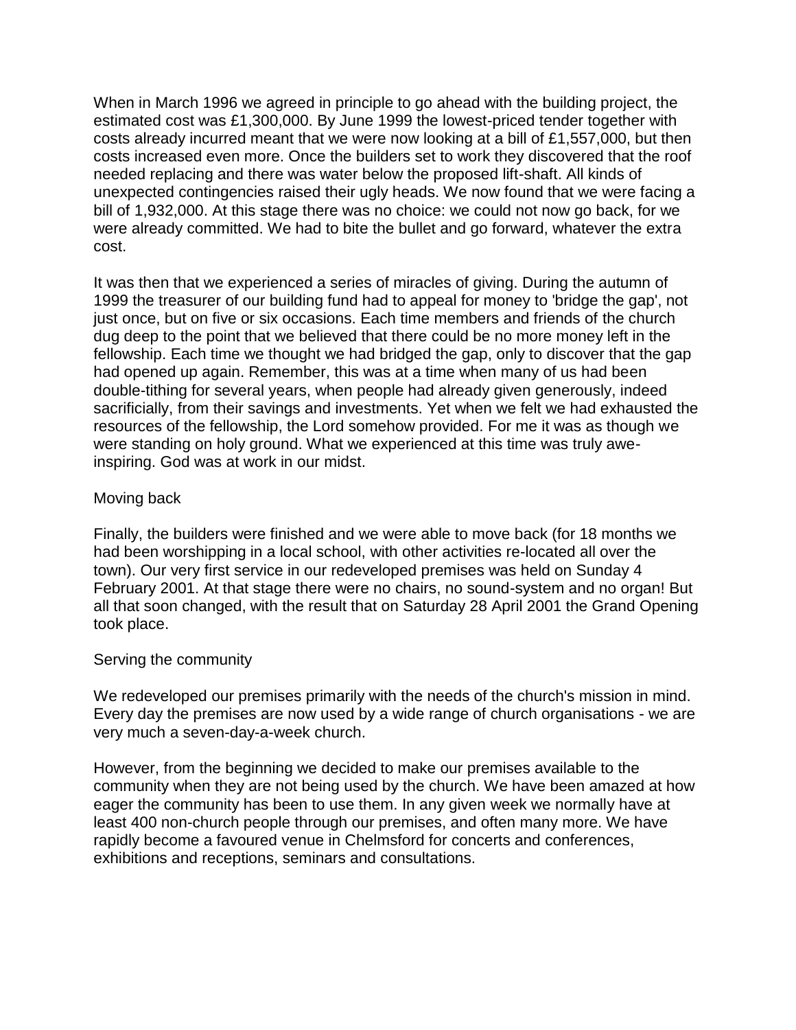When in March 1996 we agreed in principle to go ahead with the building project, the estimated cost was £1,300,000. By June 1999 the lowest-priced tender together with costs already incurred meant that we were now looking at a bill of £1,557,000, but then costs increased even more. Once the builders set to work they discovered that the roof needed replacing and there was water below the proposed lift-shaft. All kinds of unexpected contingencies raised their ugly heads. We now found that we were facing a bill of 1,932,000. At this stage there was no choice: we could not now go back, for we were already committed. We had to bite the bullet and go forward, whatever the extra cost.

It was then that we experienced a series of miracles of giving. During the autumn of 1999 the treasurer of our building fund had to appeal for money to 'bridge the gap', not just once, but on five or six occasions. Each time members and friends of the church dug deep to the point that we believed that there could be no more money left in the fellowship. Each time we thought we had bridged the gap, only to discover that the gap had opened up again. Remember, this was at a time when many of us had been double-tithing for several years, when people had already given generously, indeed sacrificially, from their savings and investments. Yet when we felt we had exhausted the resources of the fellowship, the Lord somehow provided. For me it was as though we were standing on holy ground. What we experienced at this time was truly awe-inspiring. God was at work in our midst.

## Moving back

Finally, the builders were finished and we were able to move back (for 18 months we had been worshipping in a local school, with other activities re-located all over the town). Our very first service in our redeveloped premises was held on Sunday 4 February 2001. At that stage there were no chairs, no sound-system and no organ! But all that soon changed, with the result that on Saturday 28 April 2001 the Grand Opening took place.

## Serving the community

We redeveloped our premises primarily with the needs of the church's mission in mind. Every day the premises are now used by a wide range of church organisations - we are very much a seven-day-a-week church.

However, from the beginning we decided to make our premises available to the community when they are not being used by the church. We have been amazed at how eager the community has been to use them. In any given week we normally have at least 400 non-church people through our premises, and often many more. We have rapidly become a favoured venue in Chelmsford for concerts and conferences, exhibitions and receptions, seminars and consultations.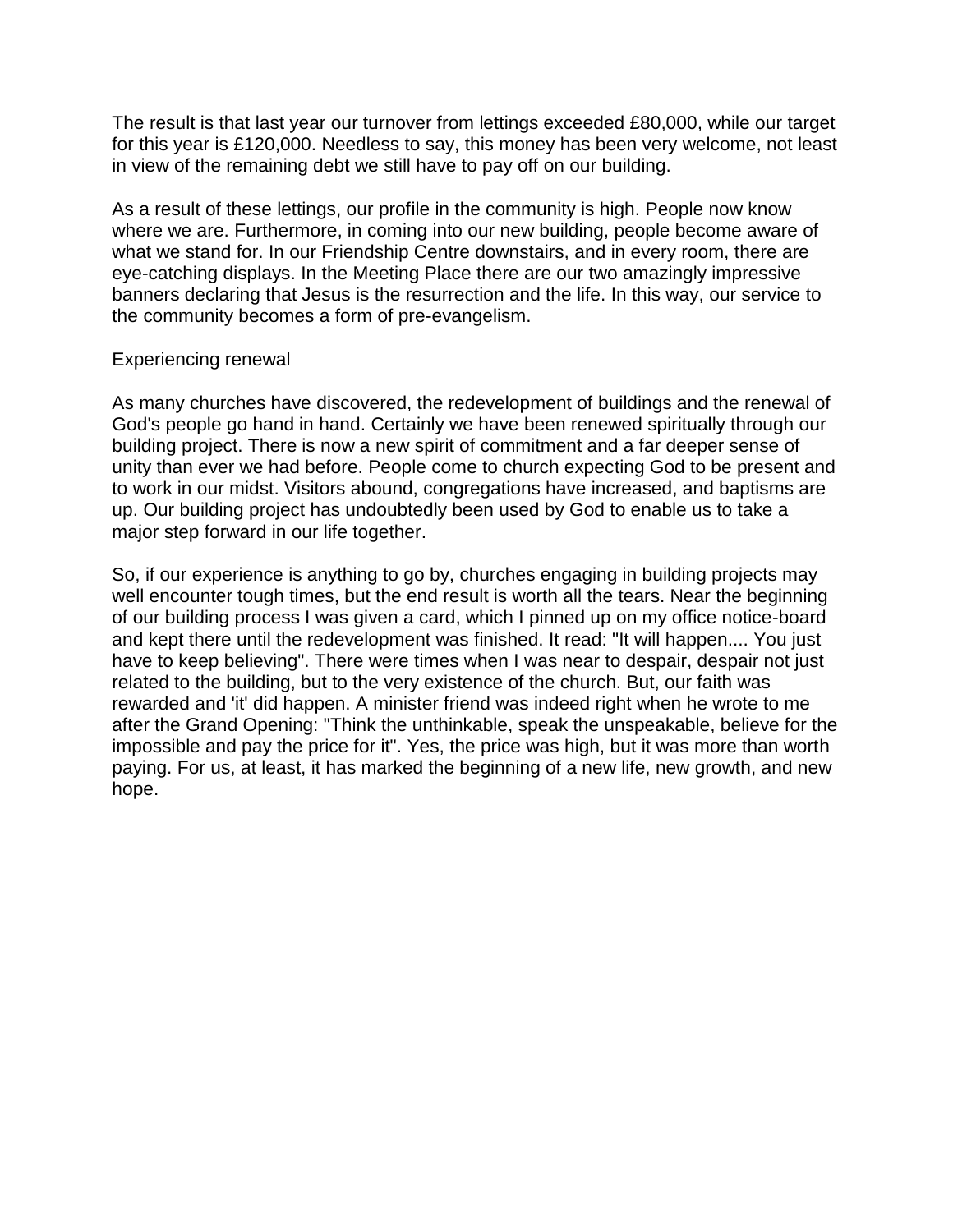The result is that last year our turnover from lettings exceeded £80,000, while our target for this year is £120,000. Needless to say, this money has been very welcome, not least in view of the remaining debt we still have to pay off on our building.

As a result of these lettings, our profile in the community is high. People now know where we are. Furthermore, in coming into our new building, people become aware of what we stand for. In our Friendship Centre downstairs, and in every room, there are eye-catching displays. In the Meeting Place there are our two amazingly impressive banners declaring that Jesus is the resurrection and the life. In this way, our service to the community becomes a form of pre-evangelism.

## Experiencing renewal

As many churches have discovered, the redevelopment of buildings and the renewal of God's people go hand in hand. Certainly we have been renewed spiritually through our building project. There is now a new spirit of commitment and a far deeper sense of unity than ever we had before. People come to church expecting God to be present and to work in our midst. Visitors abound, congregations have increased, and baptisms are up. Our building project has undoubtedly been used by God to enable us to take a major step forward in our life together.

So, if our experience is anything to go by, churches engaging in building projects may well encounter tough times, but the end result is worth all the tears. Near the beginning of our building process I was given a card, which I pinned up on my office notice-board and kept there until the redevelopment was finished. It read: "It will happen.... You just have to keep believing". There were times when I was near to despair, despair not just related to the building, but to the very existence of the church. But, our faith was rewarded and 'it' did happen. A minister friend was indeed right when he wrote to me after the Grand Opening: "Think the unthinkable, speak the unspeakable, believe for the impossible and pay the price for it". Yes, the price was high, but it was more than worth paying. For us, at least, it has marked the beginning of a new life, new growth, and new hope.